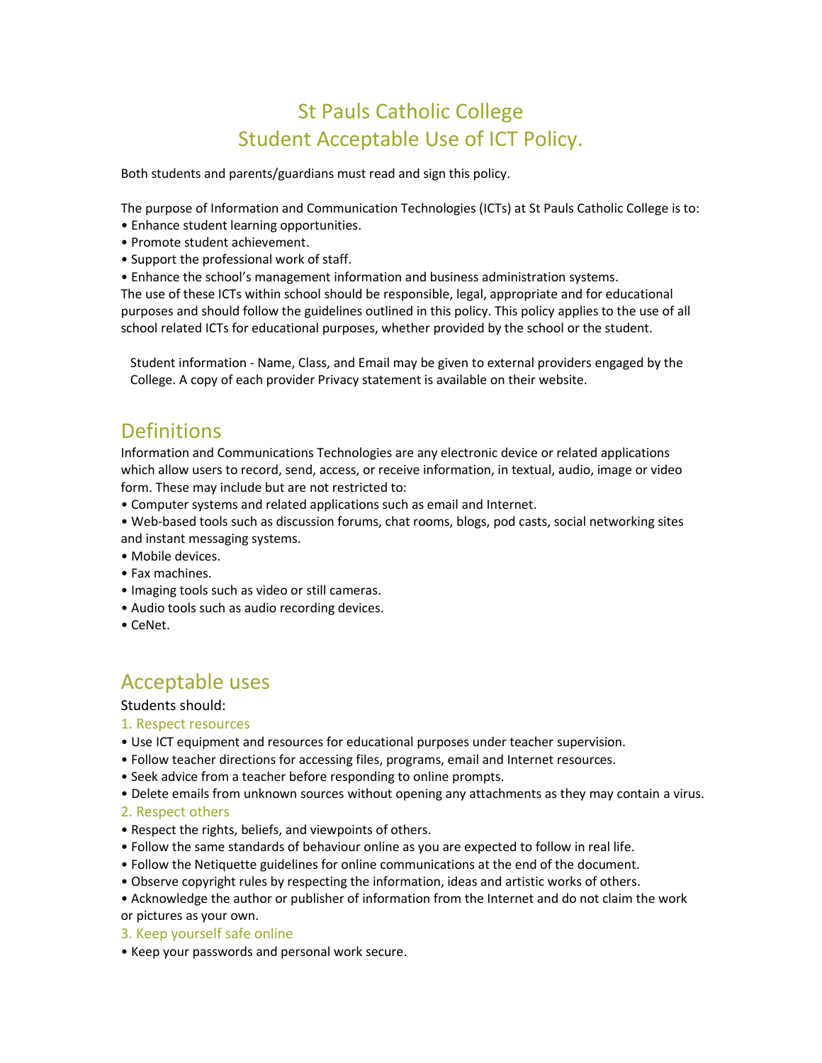# St Pauls Catholic College
# Student Acceptable Use of ICT Policy.

Both students and parents/guardians must read and sign this policy.

The purpose of Information and Communication Technologies (ICTs) at St Pauls Catholic College is to:

- Enhance student learning opportunities.
- Promote student achievement.
- Support the professional work of staff.
- Enhance the school's management information and business administration systems.

The use of these ICTs within school should be responsible, legal, appropriate and for educational purposes and should follow the guidelines outlined in this policy. This policy applies to the use of all school related ICTs for educational purposes, whether provided by the school or the student.

Student information - Name, Class, and Email may be given to external providers engaged by the College. A copy of each provider Privacy statement is available on their website.

## Definitions

Information and Communications Technologies are any electronic device or related applications which allow users to record, send, access, or receive information, in textual, audio, image or video form. These may include but are not restricted to:

- Computer systems and related applications such as email and Internet.
- Web-based tools such as discussion forums, chat rooms, blogs, pod casts, social networking sites and instant messaging systems.
- Mobile devices.
- Fax machines.
- Imaging tools such as video or still cameras.
- Audio tools such as audio recording devices.
- CeNet.

## Acceptable uses

Students should:

### 1. Respect resources

- Use ICT equipment and resources for educational purposes under teacher supervision.
- Follow teacher directions for accessing files, programs, email and Internet resources.
- Seek advice from a teacher before responding to online prompts.
- Delete emails from unknown sources without opening any attachments as they may contain a virus.

### 2. Respect others

- Respect the rights, beliefs, and viewpoints of others.
- Follow the same standards of behaviour online as you are expected to follow in real life.
- Follow the Netiquette guidelines for online communications at the end of the document.
- Observe copyright rules by respecting the information, ideas and artistic works of others.
- Acknowledge the author or publisher of information from the Internet and do not claim the work or pictures as your own.

### 3. Keep yourself safe online

- Keep your passwords and personal work secure.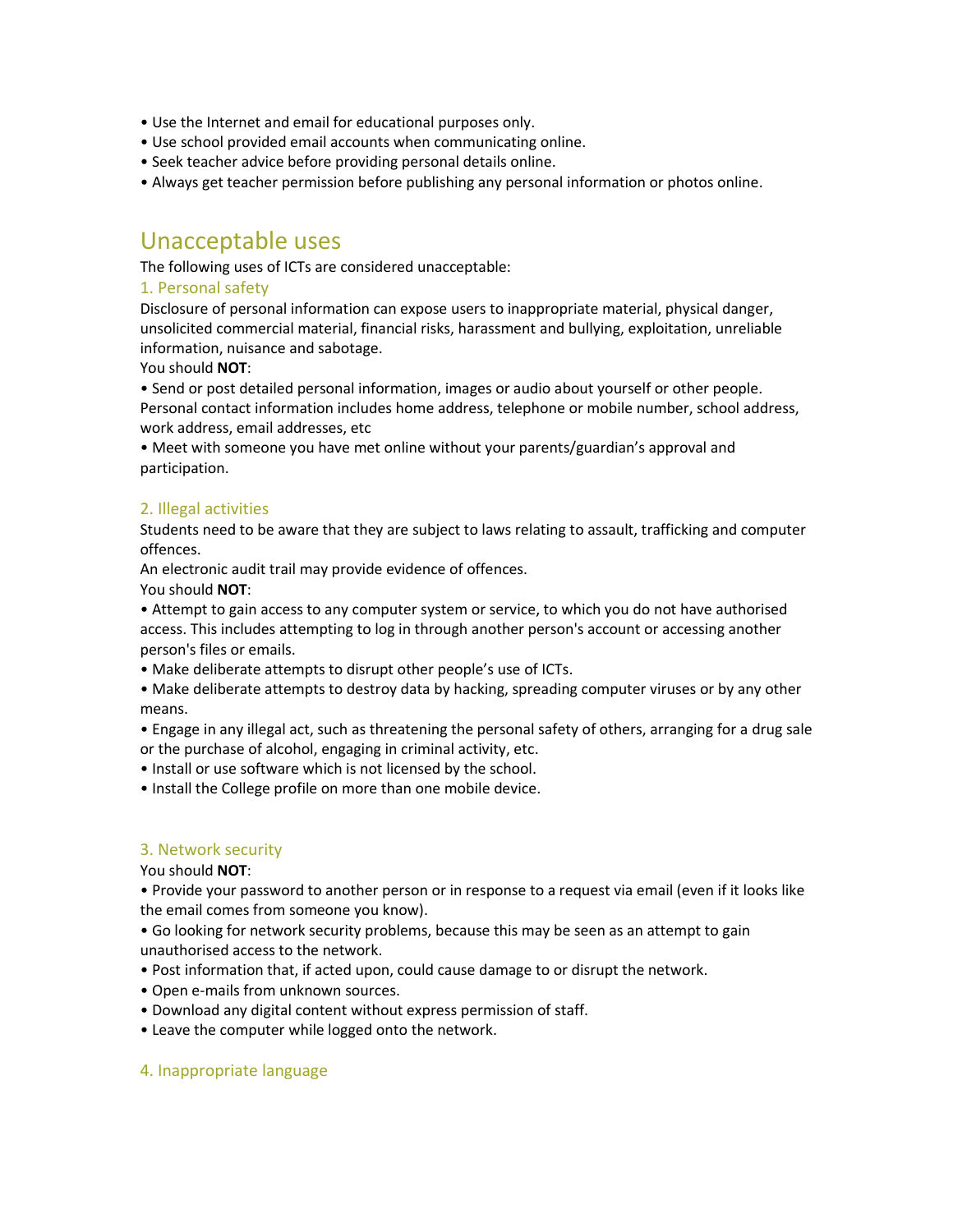- Use the Internet and email for educational purposes only.
- Use school provided email accounts when communicating online.
- Seek teacher advice before providing personal details online.
- Always get teacher permission before publishing any personal information or photos online.

## Unacceptable uses

The following uses of ICTs are considered unacceptable:

### 1. Personal safety

Disclosure of personal information can expose users to inappropriate material, physical danger, unsolicited commercial material, financial risks, harassment and bullying, exploitation, unreliable information, nuisance and sabotage.

You should **NOT**:

- Send or post detailed personal information, images or audio about yourself or other people. Personal contact information includes home address, telephone or mobile number, school address, work address, email addresses, etc
- Meet with someone you have met online without your parents/guardian's approval and participation.

### 2. Illegal activities

Students need to be aware that they are subject to laws relating to assault, trafficking and computer offences.

An electronic audit trail may provide evidence of offences.

You should **NOT**:

- Attempt to gain access to any computer system or service, to which you do not have authorised access. This includes attempting to log in through another person's account or accessing another person's files or emails.
- Make deliberate attempts to disrupt other people's use of ICTs.
- Make deliberate attempts to destroy data by hacking, spreading computer viruses or by any other means.
- Engage in any illegal act, such as threatening the personal safety of others, arranging for a drug sale or the purchase of alcohol, engaging in criminal activity, etc.
- Install or use software which is not licensed by the school.
- Install the College profile on more than one mobile device.

### 3. Network security

You should **NOT**:

- Provide your password to another person or in response to a request via email (even if it looks like the email comes from someone you know).
- Go looking for network security problems, because this may be seen as an attempt to gain unauthorised access to the network.
- Post information that, if acted upon, could cause damage to or disrupt the network.
- Open e-mails from unknown sources.
- Download any digital content without express permission of staff.
- Leave the computer while logged onto the network.

### 4. Inappropriate language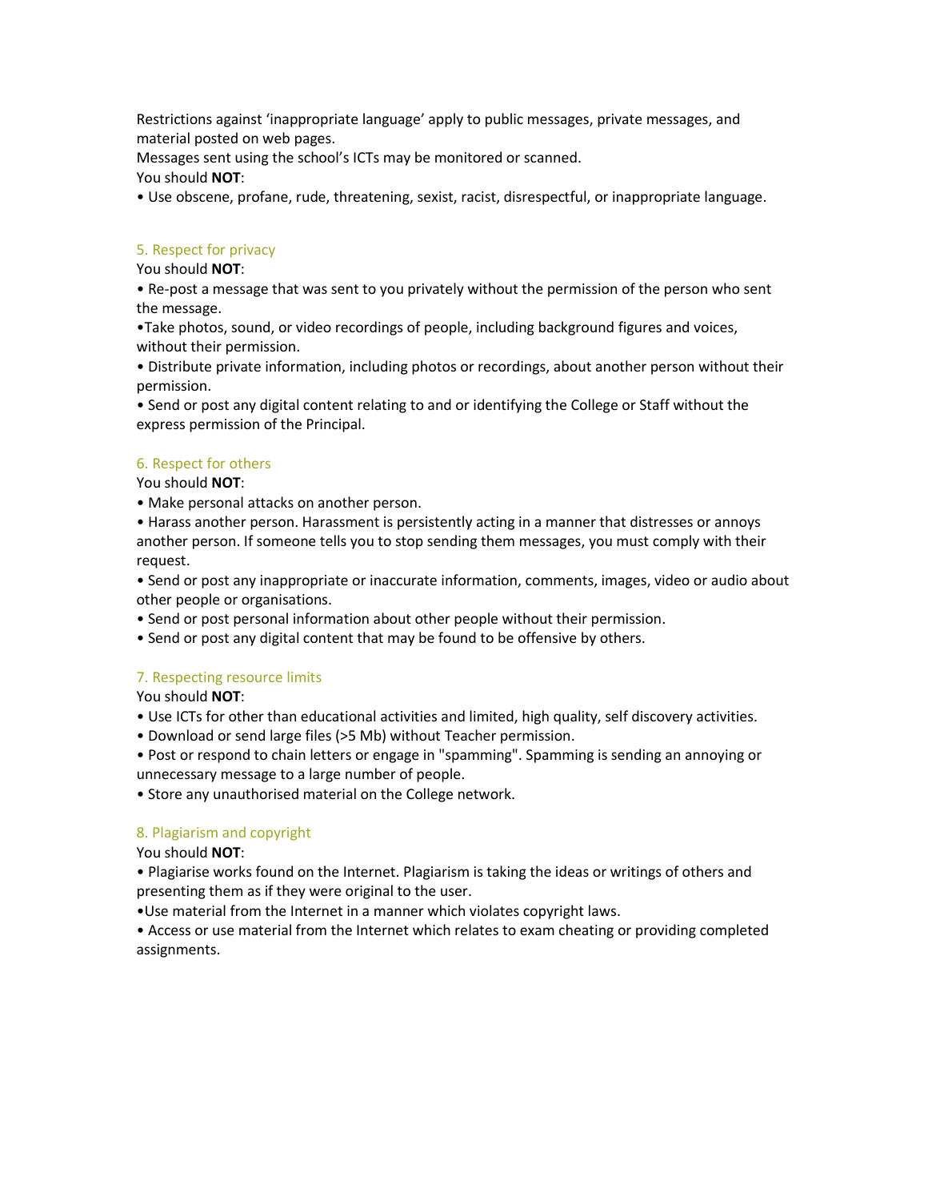Restrictions against 'inappropriate language' apply to public messages, private messages, and material posted on web pages.

Messages sent using the school's ICTs may be monitored or scanned.

You should **NOT**:

- Use obscene, profane, rude, threatening, sexist, racist, disrespectful, or inappropriate language.

### 5. Respect for privacy

You should **NOT**:

- Re-post a message that was sent to you privately without the permission of the person who sent the message.
- Take photos, sound, or video recordings of people, including background figures and voices, without their permission.
- Distribute private information, including photos or recordings, about another person without their permission.
- Send or post any digital content relating to and or identifying the College or Staff without the express permission of the Principal.

### 6. Respect for others

You should **NOT**:

- Make personal attacks on another person.
- Harass another person. Harassment is persistently acting in a manner that distresses or annoys another person. If someone tells you to stop sending them messages, you must comply with their request.
- Send or post any inappropriate or inaccurate information, comments, images, video or audio about other people or organisations.
- Send or post personal information about other people without their permission.
- Send or post any digital content that may be found to be offensive by others.

### 7. Respecting resource limits

You should **NOT**:

- Use ICTs for other than educational activities and limited, high quality, self discovery activities.
- Download or send large files (>5 Mb) without Teacher permission.
- Post or respond to chain letters or engage in "spamming". Spamming is sending an annoying or unnecessary message to a large number of people.
- Store any unauthorised material on the College network.

### 8. Plagiarism and copyright

You should **NOT**:

- Plagiarise works found on the Internet. Plagiarism is taking the ideas or writings of others and presenting them as if they were original to the user.
- Use material from the Internet in a manner which violates copyright laws.
- Access or use material from the Internet which relates to exam cheating or providing completed assignments.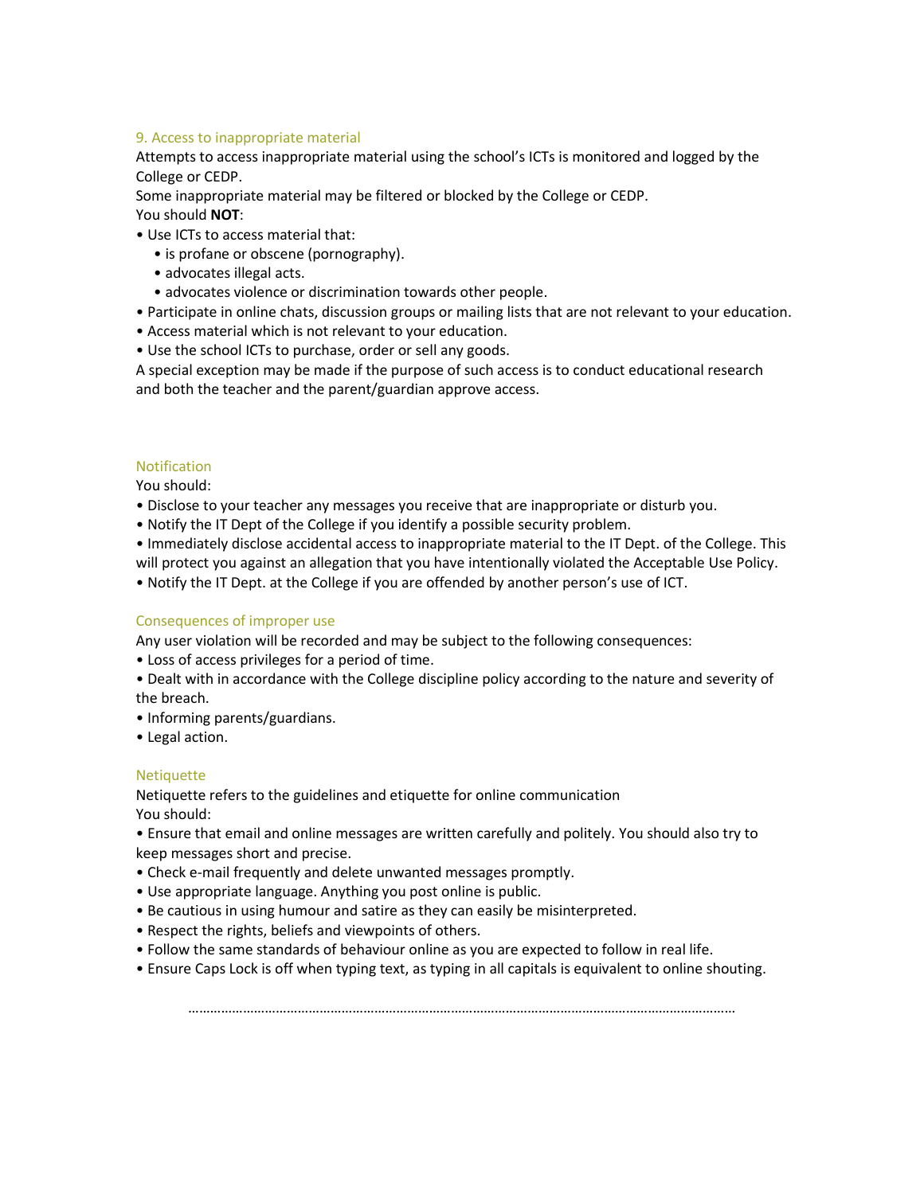## 9. Access to inappropriate material

Attempts to access inappropriate material using the school's ICTs is monitored and logged by the College or CEDP.

Some inappropriate material may be filtered or blocked by the College or CEDP.

You should **NOT**:

- Use ICTs to access material that:
  - is profane or obscene (pornography).
  - advocates illegal acts.
  - advocates violence or discrimination towards other people.
- Participate in online chats, discussion groups or mailing lists that are not relevant to your education.
- Access material which is not relevant to your education.
- Use the school ICTs to purchase, order or sell any goods.

A special exception may be made if the purpose of such access is to conduct educational research and both the teacher and the parent/guardian approve access.

## Notification

You should:

- Disclose to your teacher any messages you receive that are inappropriate or disturb you.
- Notify the IT Dept of the College if you identify a possible security problem.
- Immediately disclose accidental access to inappropriate material to the IT Dept. of the College. This will protect you against an allegation that you have intentionally violated the Acceptable Use Policy.
- Notify the IT Dept. at the College if you are offended by another person's use of ICT.

## Consequences of improper use

Any user violation will be recorded and may be subject to the following consequences:

- Loss of access privileges for a period of time.
- Dealt with in accordance with the College discipline policy according to the nature and severity of the breach.
- Informing parents/guardians.
- Legal action.

## Netiquette

Netiquette refers to the guidelines and etiquette for online communication

You should:

- Ensure that email and online messages are written carefully and politely. You should also try to keep messages short and precise.
- Check e-mail frequently and delete unwanted messages promptly.
- Use appropriate language. Anything you post online is public.
- Be cautious in using humour and satire as they can easily be misinterpreted.
- Respect the rights, beliefs and viewpoints of others.
- Follow the same standards of behaviour online as you are expected to follow in real life.
- Ensure Caps Lock is off when typing text, as typing in all capitals is equivalent to online shouting.

……………………………………………………………………………………………………………………………………